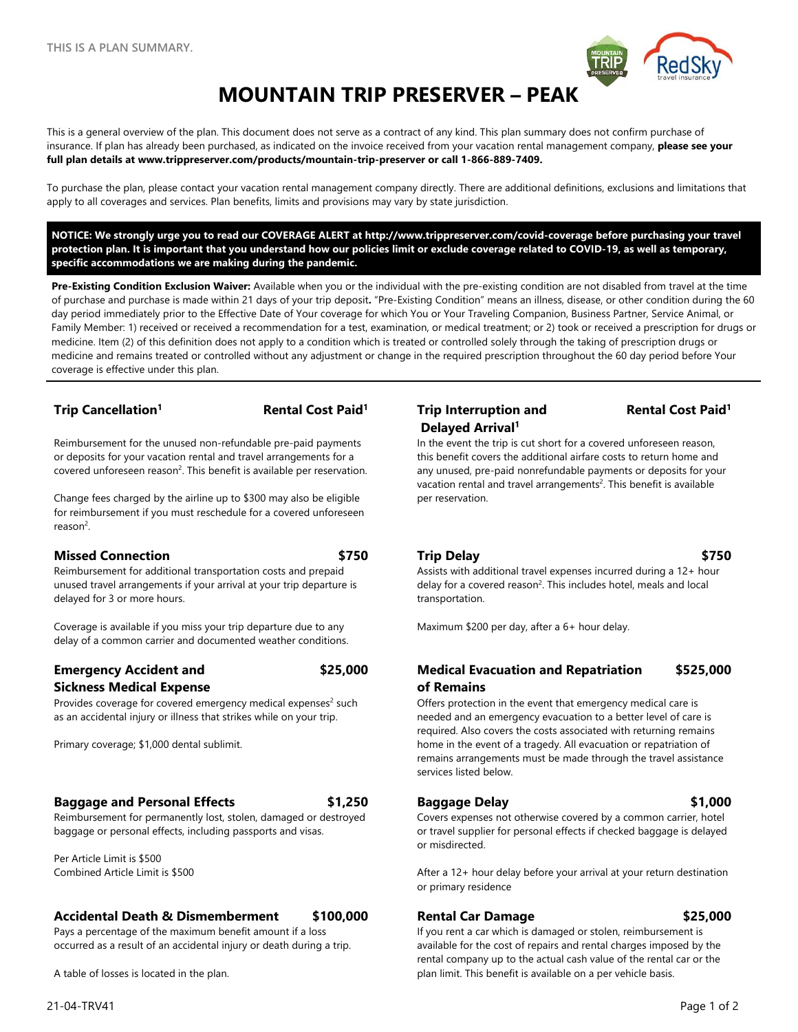THIS IS A PLAN SUMMARY.

# MOUNTAIN TRIP PRESERVER – PEAK

This is a general overview of the plan. This document does not serve as a contract of any kind. This plan summary does not confirm purchase of insurance. If plan has already been purchased, as indicated on the invoice received from your vacation rental management company, **please see your full plan details at www.trippreserver.com/products/mountain-trip-preserver or call 1-866-889-7409.**

To purchase the plan, please contact your vacation rental management company directly. There are additional definitions, exclusions and limitations that apply to all coverages and services. Plan benefits, limits and provisions may vary by state jurisdiction.

**NOTICE: We strongly urge you to read our COVERAGE ALERT at http://www.trippreserver.com/covid-coverage before purchasing your travel protection plan. It is important that you understand how our policies limit or exclude coverage related to COVID-19, as well as temporary, specific accommodations we are making during the pandemic.**

**Pre-Existing Condition Exclusion Waiver:** Available when you or the individual with the pre-existing condition are not disabled from travel at the time of purchase and purchase is made within 21 days of your trip deposit**.** "Pre-Existing Condition" means an illness, disease, or other condition during the 60 day period immediately prior to the Effective Date of Your coverage for which You or Your Traveling Companion, Business Partner, Service Animal, or Family Member: 1) received or received a recommendation for a test, examination, or medical treatment; or 2) took or received a prescription for drugs or medicine. Item (2) of this definition does not apply to a condition which is treated or controlled solely through the taking of prescription drugs or medicine and remains treated or controlled without any adjustment or change in the required prescription throughout the 60 day period before Your coverage is effective under this plan.

### Trip Cancellation[1] — Rental Cost Paid[1]

Reimbursement for the unused non-refundable pre-paid payments or deposits for your vacation rental and travel arrangements for a covered unforeseen reason[2]. This benefit is available per reservation.

Change fees charged by the airline up to $300 may also be eligible for reimbursement if you must reschedule for a covered unforeseen reason[2].

### Missed Connection — $750

Reimbursement for additional transportation costs and prepaid unused travel arrangements if your arrival at your trip departure is delayed for 3 or more hours.

Coverage is available if you miss your trip departure due to any delay of a common carrier and documented weather conditions.

### Emergency Accident and Sickness Medical Expense — $25,000

Provides coverage for covered emergency medical expenses[2] such as an accidental injury or illness that strikes while on your trip.

Primary coverage; $1,000 dental sublimit.

### Baggage and Personal Effects — $1,250

Reimbursement for permanently lost, stolen, damaged or destroyed baggage or personal effects, including passports and visas.

Per Article Limit is $500
Combined Article Limit is $500

### Accidental Death & Dismemberment — $100,000

Pays a percentage of the maximum benefit amount if a loss occurred as a result of an accidental injury or death during a trip.

A table of losses is located in the plan.

### Trip Interruption and Delayed Arrival[1] — Rental Cost Paid[1]

In the event the trip is cut short for a covered unforeseen reason, this benefit covers the additional airfare costs to return home and any unused, pre-paid nonrefundable payments or deposits for your vacation rental and travel arrangements[2]. This benefit is available per reservation.

### Trip Delay — $750

Assists with additional travel expenses incurred during a 12+ hour delay for a covered reason[2]. This includes hotel, meals and local transportation.

Maximum $200 per day, after a 6+ hour delay.

### Medical Evacuation and Repatriation of Remains — $525,000

Offers protection in the event that emergency medical care is needed and an emergency evacuation to a better level of care is required. Also covers the costs associated with returning remains home in the event of a tragedy. All evacuation or repatriation of remains arrangements must be made through the travel assistance services listed below.

### Baggage Delay — $1,000

Covers expenses not otherwise covered by a common carrier, hotel or travel supplier for personal effects if checked baggage is delayed or misdirected.

After a 12+ hour delay before your arrival at your return destination or primary residence

### Rental Car Damage — $25,000

If you rent a car which is damaged or stolen, reimbursement is available for the cost of repairs and rental charges imposed by the rental company up to the actual cash value of the rental car or the plan limit. This benefit is available on a per vehicle basis.

21-04-TRV41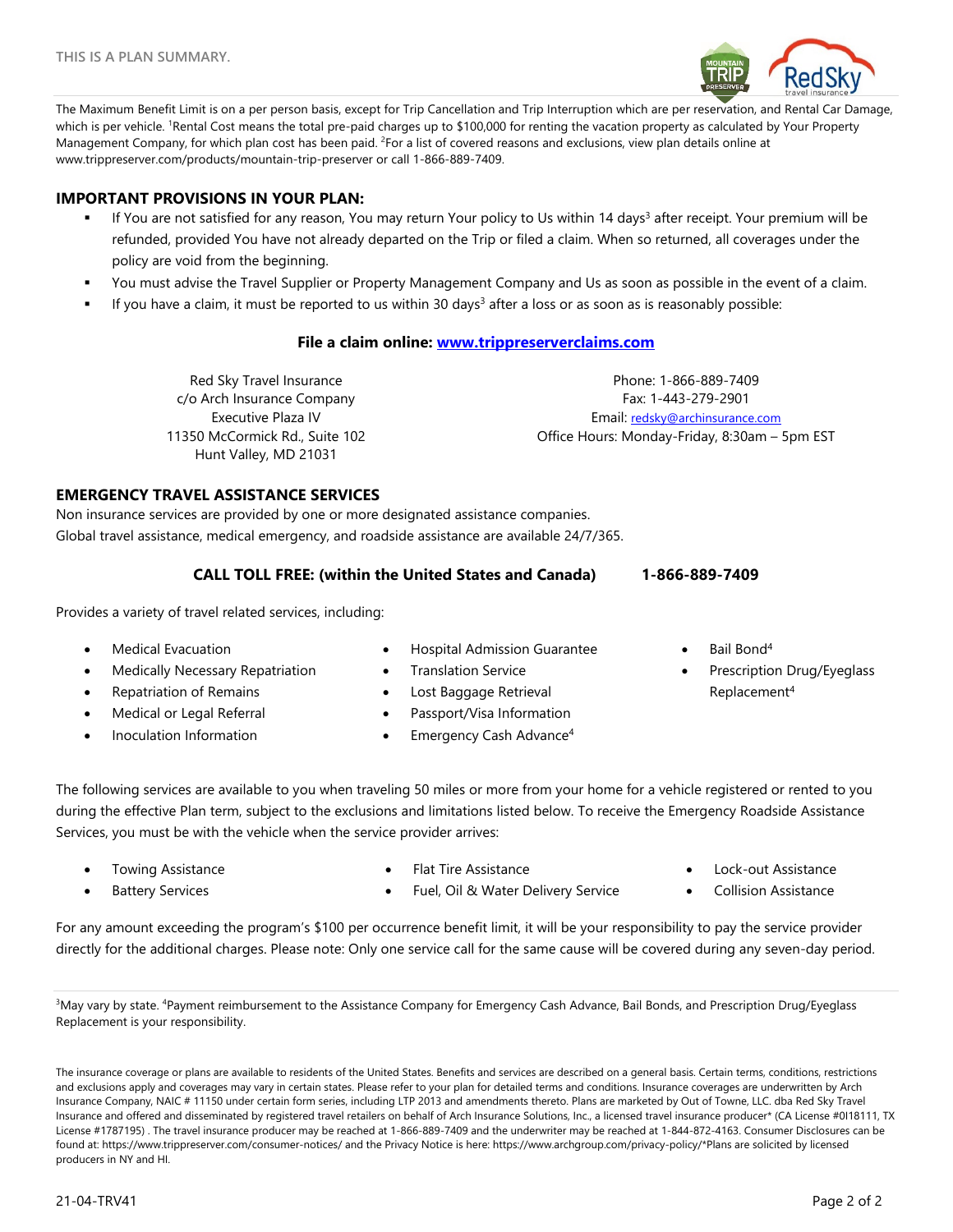THIS IS A PLAN SUMMARY.

The Maximum Benefit Limit is on a per person basis, except for Trip Cancellation and Trip Interruption which are per reservation, and Rental Car Damage, which is per vehicle. [1]Rental Cost means the total pre-paid charges up to $100,000 for renting the vacation property as calculated by Your Property Management Company, for which plan cost has been paid. [2]For a list of covered reasons and exclusions, view plan details online at www.trippreserver.com/products/mountain-trip-preserver or call 1-866-889-7409.

## IMPORTANT PROVISIONS IN YOUR PLAN:

- If You are not satisfied for any reason, You may return Your policy to Us within 14 days[3] after receipt. Your premium will be refunded, provided You have not already departed on the Trip or filed a claim. When so returned, all coverages under the policy are void from the beginning.
- You must advise the Travel Supplier or Property Management Company and Us as soon as possible in the event of a claim.
- If you have a claim, it must be reported to us within 30 days[3] after a loss or as soon as is reasonably possible:

**File a claim online: www.trippreserverclaims.com**

Red Sky Travel Insurance
c/o Arch Insurance Company
Executive Plaza IV
11350 McCormick Rd., Suite 102
Hunt Valley, MD 21031

Phone: 1-866-889-7409
Fax: 1-443-279-2901
Email: redsky@archinsurance.com
Office Hours: Monday-Friday, 8:30am – 5pm EST

## EMERGENCY TRAVEL ASSISTANCE SERVICES

Non insurance services are provided by one or more designated assistance companies.
Global travel assistance, medical emergency, and roadside assistance are available 24/7/365.

**CALL TOLL FREE: (within the United States and Canada) 1-866-889-7409**

Provides a variety of travel related services, including:

- Medical Evacuation
- Medically Necessary Repatriation
- Repatriation of Remains
- Medical or Legal Referral
- Inoculation Information
- Hospital Admission Guarantee
- Translation Service
- Lost Baggage Retrieval
- Passport/Visa Information
- Emergency Cash Advance[4]
- Bail Bond[4]
- Prescription Drug/Eyeglass Replacement[4]

The following services are available to you when traveling 50 miles or more from your home for a vehicle registered or rented to you during the effective Plan term, subject to the exclusions and limitations listed below. To receive the Emergency Roadside Assistance Services, you must be with the vehicle when the service provider arrives:

- Towing Assistance
- Battery Services
- Flat Tire Assistance
- Fuel, Oil & Water Delivery Service
- Lock-out Assistance
- Collision Assistance

For any amount exceeding the program's $100 per occurrence benefit limit, it will be your responsibility to pay the service provider directly for the additional charges. Please note: Only one service call for the same cause will be covered during any seven-day period.

[3]May vary by state. [4]Payment reimbursement to the Assistance Company for Emergency Cash Advance, Bail Bonds, and Prescription Drug/Eyeglass Replacement is your responsibility.

The insurance coverage or plans are available to residents of the United States. Benefits and services are described on a general basis. Certain terms, conditions, restrictions and exclusions apply and coverages may vary in certain states. Please refer to your plan for detailed terms and conditions. Insurance coverages are underwritten by Arch Insurance Company, NAIC # 11150 under certain form series, including LTP 2013 and amendments thereto. Plans are marketed by Out of Towne, LLC. dba Red Sky Travel Insurance and offered and disseminated by registered travel retailers on behalf of Arch Insurance Solutions, Inc., a licensed travel insurance producer* (CA License #0I18111, TX License #1787195) . The travel insurance producer may be reached at 1-866-889-7409 and the underwriter may be reached at 1-844-872-4163. Consumer Disclosures can be found at: https://www.trippreserver.com/consumer-notices/ and the Privacy Notice is here: https://www.archgroup.com/privacy-policy/*Plans are solicited by licensed producers in NY and HI.

21-04-TRV41